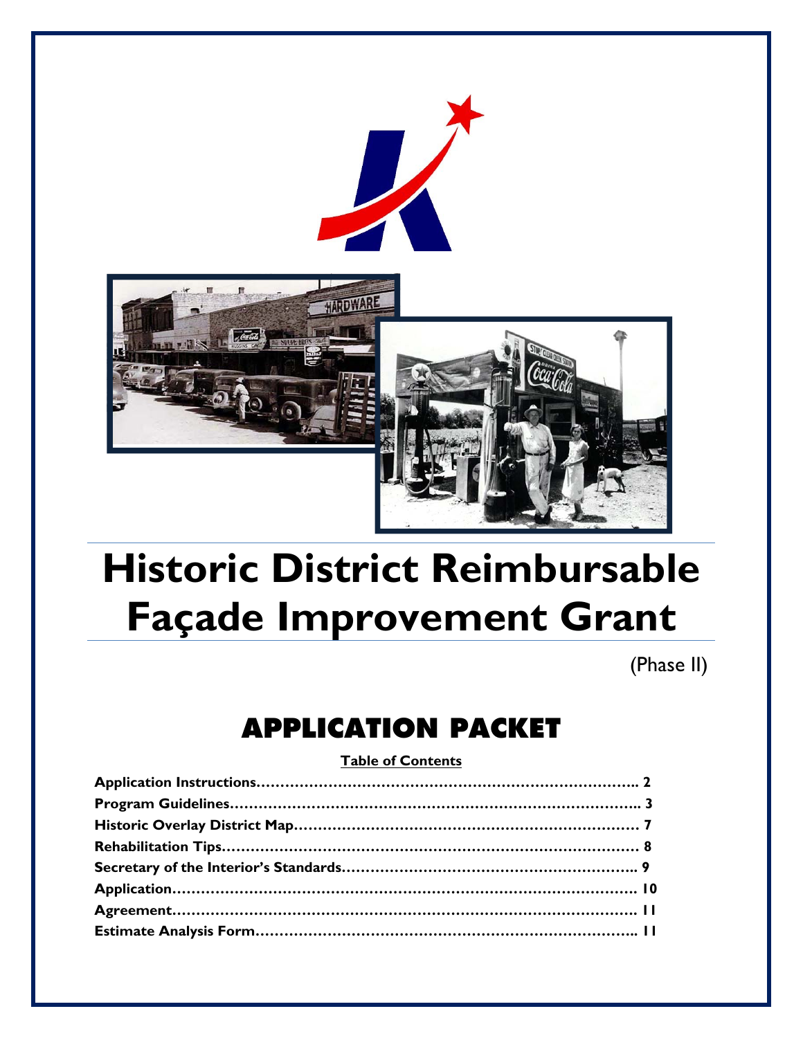# Historic District Reimbursable Façade Improvement Grant

(Phase II)

## APPLICATION PACKET

**Table of Contents**

**Application Instructions………………………………………………………………….. 2**
**Program Guidelines……………………………………………………………………….. 3**
**Historic Overlay District Map…………………………………………………………… 7**
**Rehabilitation Tips………………………………………………………………………… 8**
**Secretary of the Interior's Standards…………………………………………………….. 9**
**Application…………………………………………………………………………………. 10**
**Agreement…………………………………………………………………………………. 11**
**Estimate Analysis Form………………………………………………………………….. 11**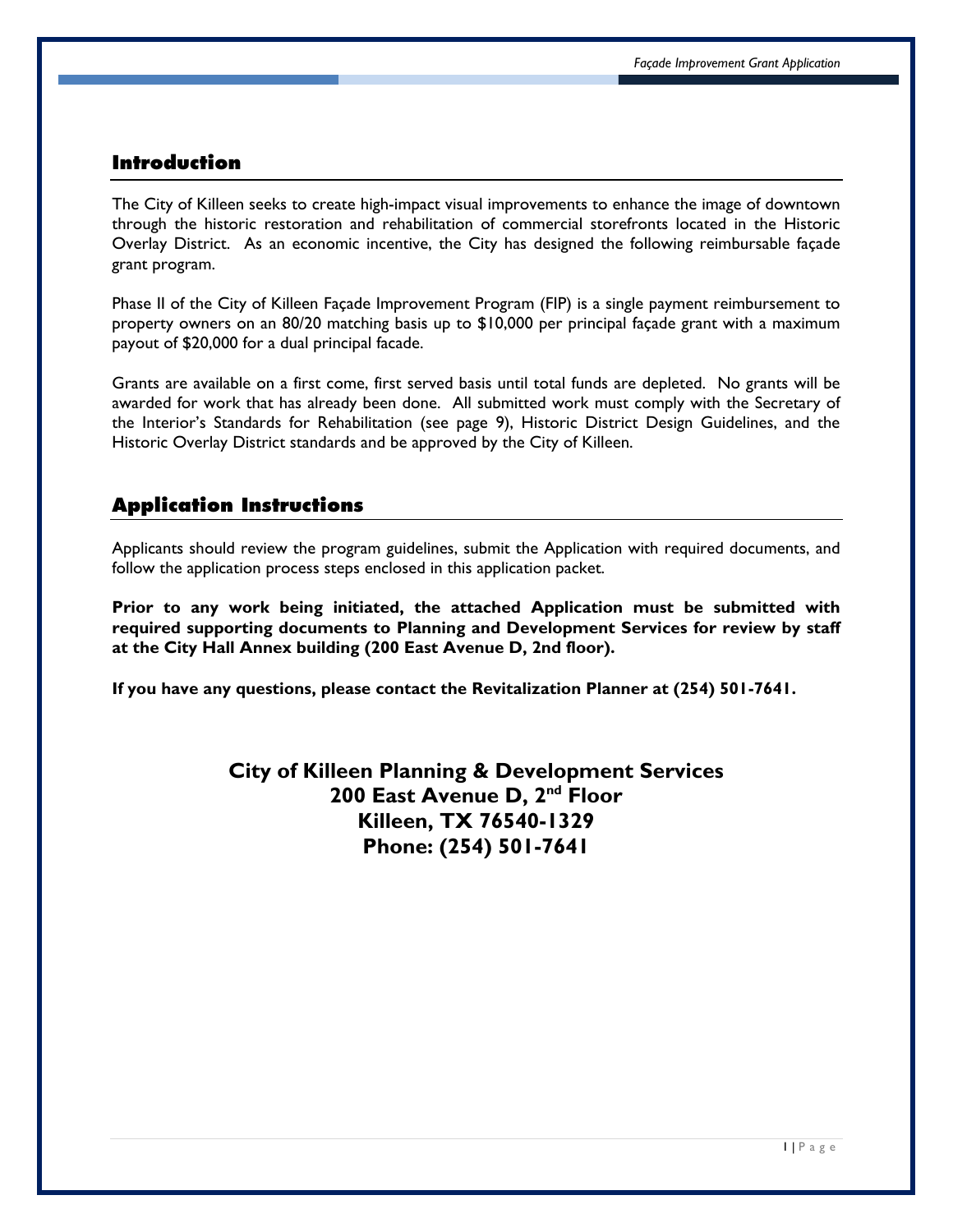## Introduction

The City of Killeen seeks to create high-impact visual improvements to enhance the image of downtown through the historic restoration and rehabilitation of commercial storefronts located in the Historic Overlay District. As an economic incentive, the City has designed the following reimbursable façade grant program.

Phase II of the City of Killeen Façade Improvement Program (FIP) is a single payment reimbursement to property owners on an 80/20 matching basis up to $10,000 per principal façade grant with a maximum payout of $20,000 for a dual principal facade.

Grants are available on a first come, first served basis until total funds are depleted. No grants will be awarded for work that has already been done. All submitted work must comply with the Secretary of the Interior's Standards for Rehabilitation (see page 9), Historic District Design Guidelines, and the Historic Overlay District standards and be approved by the City of Killeen.

## Application Instructions

Applicants should review the program guidelines, submit the Application with required documents, and follow the application process steps enclosed in this application packet.

**Prior to any work being initiated, the attached Application must be submitted with required supporting documents to Planning and Development Services for review by staff at the City Hall Annex building (200 East Avenue D, 2nd floor).**

**If you have any questions, please contact the Revitalization Planner at (254) 501-7641.**

**City of Killeen Planning & Development Services**
**200 East Avenue D, 2nd Floor**
**Killeen, TX 76540-1329**
**Phone: (254) 501-7641**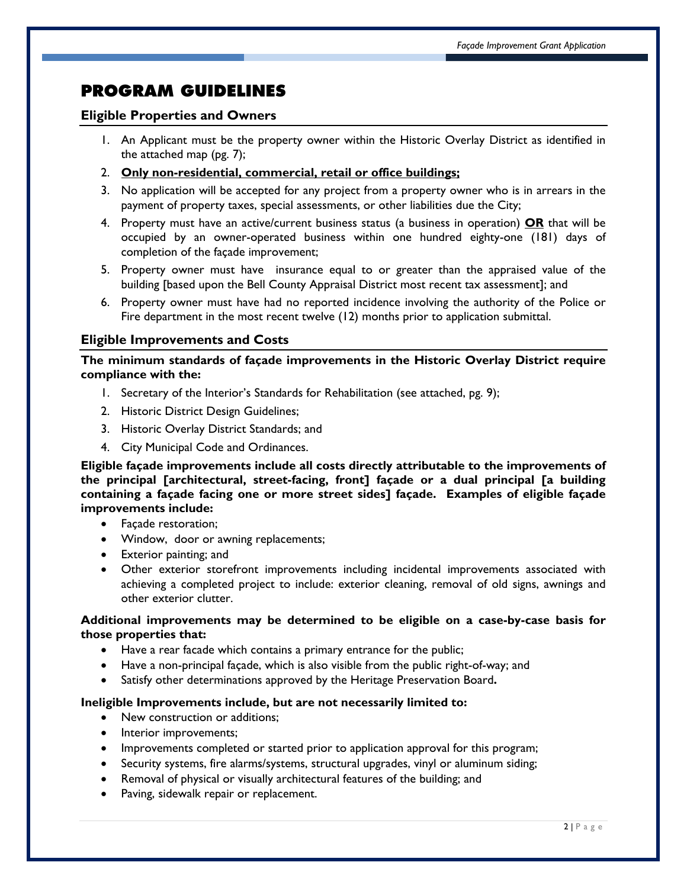# PROGRAM GUIDELINES

## Eligible Properties and Owners

1. An Applicant must be the property owner within the Historic Overlay District as identified in the attached map (pg. 7);
2. **Only non-residential, commercial, retail or office buildings;**
3. No application will be accepted for any project from a property owner who is in arrears in the payment of property taxes, special assessments, or other liabilities due the City;
4. Property must have an active/current business status (a business in operation) **OR** that will be occupied by an owner-operated business within one hundred eighty-one (181) days of completion of the façade improvement;
5. Property owner must have insurance equal to or greater than the appraised value of the building [based upon the Bell County Appraisal District most recent tax assessment]; and
6. Property owner must have had no reported incidence involving the authority of the Police or Fire department in the most recent twelve (12) months prior to application submittal.

## Eligible Improvements and Costs

**The minimum standards of façade improvements in the Historic Overlay District require compliance with the:**

1. Secretary of the Interior's Standards for Rehabilitation (see attached, pg. 9);
2. Historic District Design Guidelines;
3. Historic Overlay District Standards; and
4. City Municipal Code and Ordinances.

**Eligible façade improvements include all costs directly attributable to the improvements of the principal [architectural, street-facing, front] façade or a dual principal [a building containing a façade facing one or more street sides] façade. Examples of eligible façade improvements include:**

- Façade restoration;
- Window, door or awning replacements;
- Exterior painting; and
- Other exterior storefront improvements including incidental improvements associated with achieving a completed project to include: exterior cleaning, removal of old signs, awnings and other exterior clutter.

**Additional improvements may be determined to be eligible on a case-by-case basis for those properties that:**

- Have a rear facade which contains a primary entrance for the public;
- Have a non-principal façade, which is also visible from the public right-of-way; and
- Satisfy other determinations approved by the Heritage Preservation Board.

**Ineligible Improvements include, but are not necessarily limited to:**

- New construction or additions;
- Interior improvements;
- Improvements completed or started prior to application approval for this program;
- Security systems, fire alarms/systems, structural upgrades, vinyl or aluminum siding;
- Removal of physical or visually architectural features of the building; and
- Paving, sidewalk repair or replacement.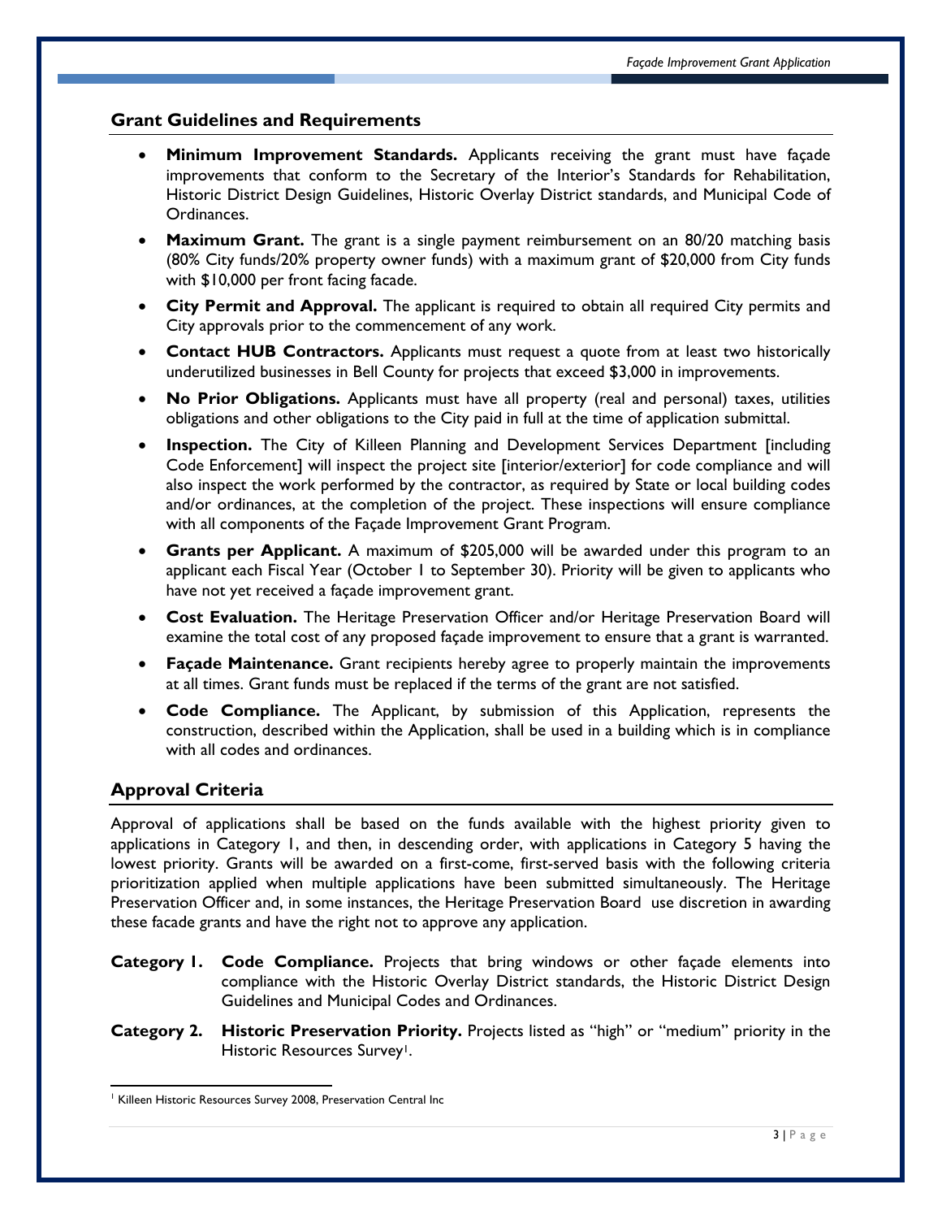## Grant Guidelines and Requirements

- **Minimum Improvement Standards.** Applicants receiving the grant must have façade improvements that conform to the Secretary of the Interior's Standards for Rehabilitation, Historic District Design Guidelines, Historic Overlay District standards, and Municipal Code of Ordinances.
- **Maximum Grant.** The grant is a single payment reimbursement on an 80/20 matching basis (80% City funds/20% property owner funds) with a maximum grant of $20,000 from City funds with $10,000 per front facing facade.
- **City Permit and Approval.** The applicant is required to obtain all required City permits and City approvals prior to the commencement of any work.
- **Contact HUB Contractors.** Applicants must request a quote from at least two historically underutilized businesses in Bell County for projects that exceed $3,000 in improvements.
- **No Prior Obligations.** Applicants must have all property (real and personal) taxes, utilities obligations and other obligations to the City paid in full at the time of application submittal.
- **Inspection.** The City of Killeen Planning and Development Services Department [including Code Enforcement] will inspect the project site [interior/exterior] for code compliance and will also inspect the work performed by the contractor, as required by State or local building codes and/or ordinances, at the completion of the project. These inspections will ensure compliance with all components of the Façade Improvement Grant Program.
- **Grants per Applicant.** A maximum of $205,000 will be awarded under this program to an applicant each Fiscal Year (October 1 to September 30). Priority will be given to applicants who have not yet received a façade improvement grant.
- **Cost Evaluation.** The Heritage Preservation Officer and/or Heritage Preservation Board will examine the total cost of any proposed façade improvement to ensure that a grant is warranted.
- **Façade Maintenance.** Grant recipients hereby agree to properly maintain the improvements at all times. Grant funds must be replaced if the terms of the grant are not satisfied.
- **Code Compliance.** The Applicant, by submission of this Application, represents the construction, described within the Application, shall be used in a building which is in compliance with all codes and ordinances.

## Approval Criteria

Approval of applications shall be based on the funds available with the highest priority given to applications in Category 1, and then, in descending order, with applications in Category 5 having the lowest priority. Grants will be awarded on a first-come, first-served basis with the following criteria prioritization applied when multiple applications have been submitted simultaneously. The Heritage Preservation Officer and, in some instances, the Heritage Preservation Board use discretion in awarding these facade grants and have the right not to approve any application.

**Category 1. Code Compliance.** Projects that bring windows or other façade elements into compliance with the Historic Overlay District standards, the Historic District Design Guidelines and Municipal Codes and Ordinances.

**Category 2. Historic Preservation Priority.** Projects listed as "high" or "medium" priority in the Historic Resources Survey[1].

[1] Killeen Historic Resources Survey 2008, Preservation Central Inc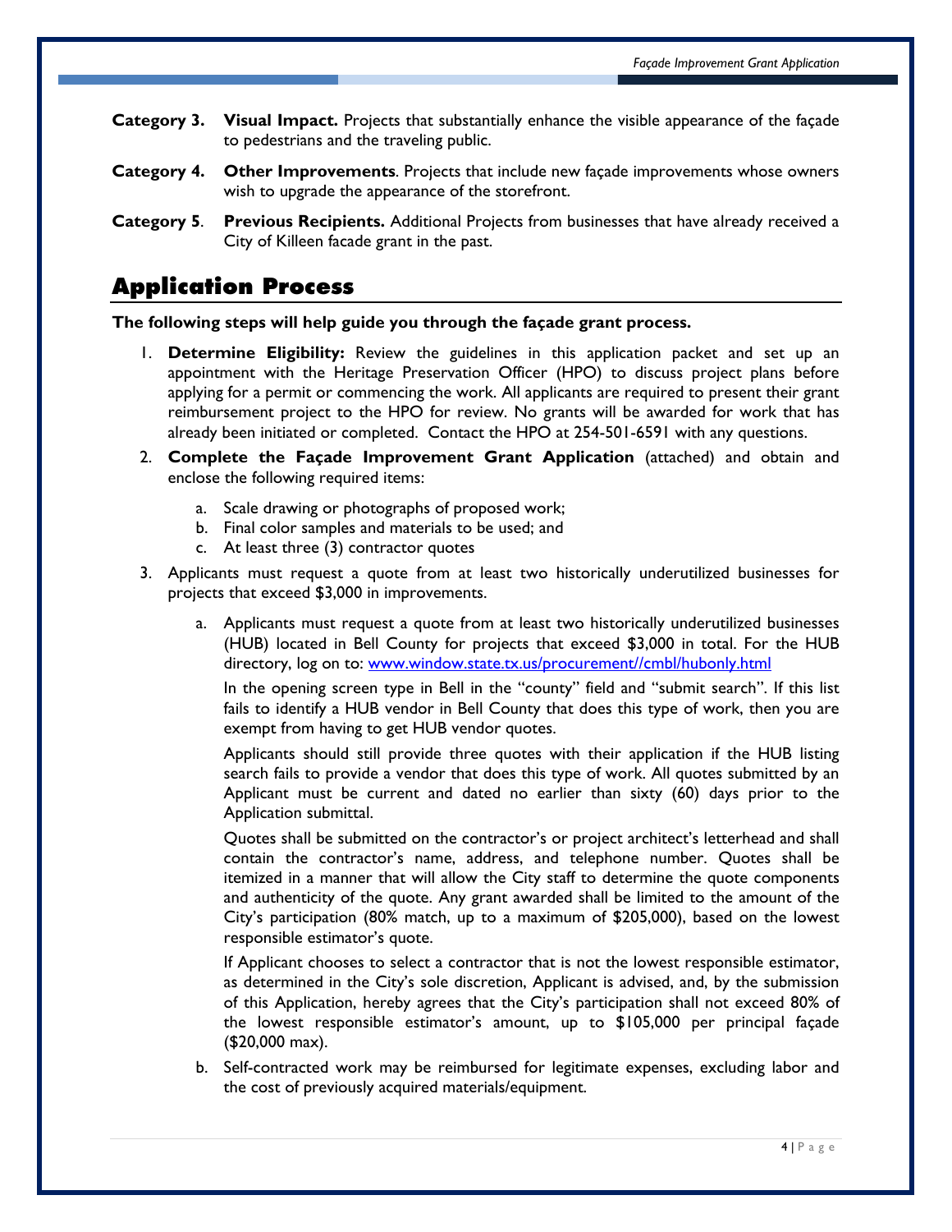**Category 3.** **Visual Impact.** Projects that substantially enhance the visible appearance of the façade to pedestrians and the traveling public.

**Category 4.** **Other Improvements**. Projects that include new façade improvements whose owners wish to upgrade the appearance of the storefront.

**Category 5**. **Previous Recipients.** Additional Projects from businesses that have already received a City of Killeen facade grant in the past.

## Application Process

**The following steps will help guide you through the façade grant process.**

1. **Determine Eligibility:** Review the guidelines in this application packet and set up an appointment with the Heritage Preservation Officer (HPO) to discuss project plans before applying for a permit or commencing the work. All applicants are required to present their grant reimbursement project to the HPO for review. No grants will be awarded for work that has already been initiated or completed. Contact the HPO at 254-501-6591 with any questions.
2. **Complete the Façade Improvement Grant Application** (attached) and obtain and enclose the following required items:
   a. Scale drawing or photographs of proposed work;
   b. Final color samples and materials to be used; and
   c. At least three (3) contractor quotes
3. Applicants must request a quote from at least two historically underutilized businesses for projects that exceed $3,000 in improvements.
   a. Applicants must request a quote from at least two historically underutilized businesses (HUB) located in Bell County for projects that exceed $3,000 in total. For the HUB directory, log on to: [www.window.state.tx.us/procurement//cmbl/hubonly.html](www.window.state.tx.us/procurement//cmbl/hubonly.html)

      In the opening screen type in Bell in the "county" field and "submit search". If this list fails to identify a HUB vendor in Bell County that does this type of work, then you are exempt from having to get HUB vendor quotes.

      Applicants should still provide three quotes with their application if the HUB listing search fails to provide a vendor that does this type of work. All quotes submitted by an Applicant must be current and dated no earlier than sixty (60) days prior to the Application submittal.

      Quotes shall be submitted on the contractor's or project architect's letterhead and shall contain the contractor's name, address, and telephone number. Quotes shall be itemized in a manner that will allow the City staff to determine the quote components and authenticity of the quote. Any grant awarded shall be limited to the amount of the City's participation (80% match, up to a maximum of $205,000), based on the lowest responsible estimator's quote.

      If Applicant chooses to select a contractor that is not the lowest responsible estimator, as determined in the City's sole discretion, Applicant is advised, and, by the submission of this Application, hereby agrees that the City's participation shall not exceed 80% of the lowest responsible estimator's amount, up to $105,000 per principal façade ($20,000 max).
   b. Self-contracted work may be reimbursed for legitimate expenses, excluding labor and the cost of previously acquired materials/equipment.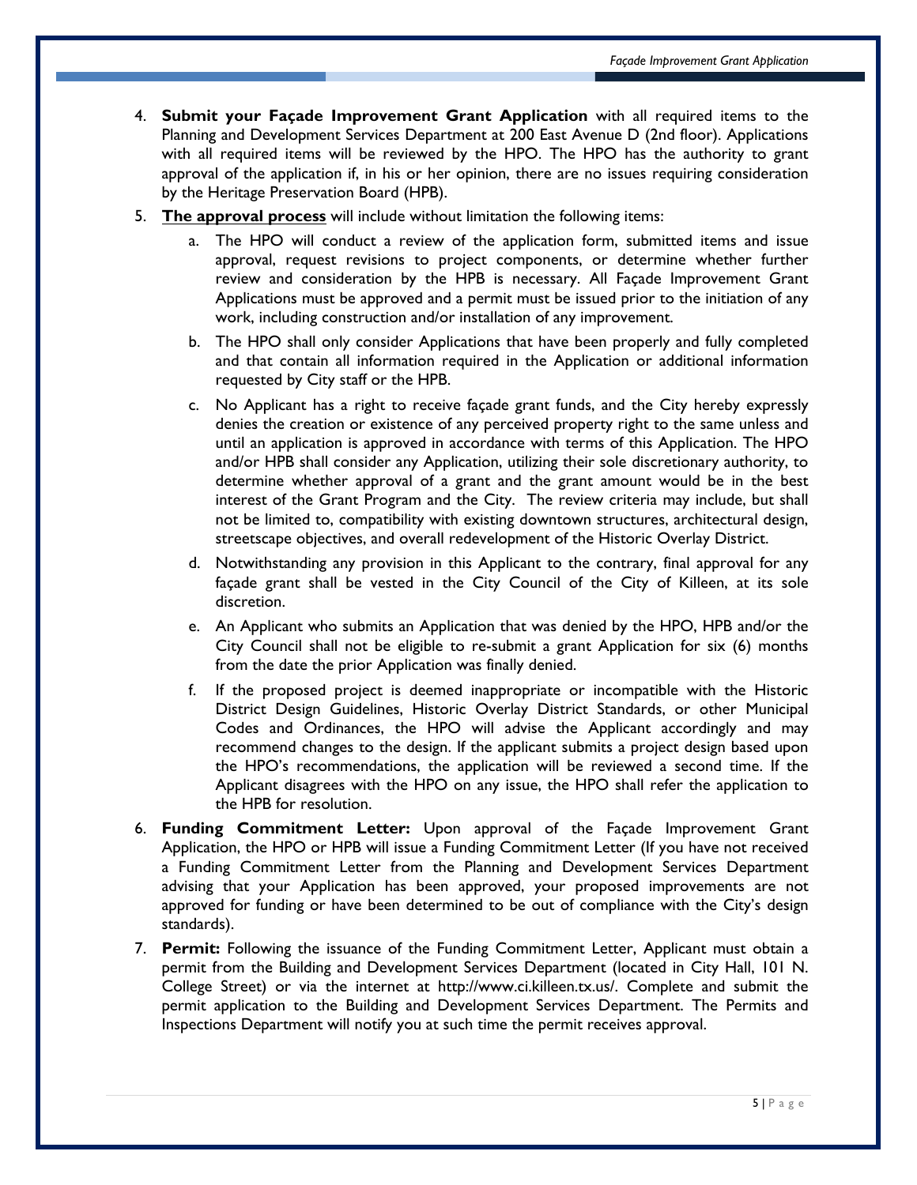4. **Submit your Façade Improvement Grant Application** with all required items to the Planning and Development Services Department at 200 East Avenue D (2nd floor). Applications with all required items will be reviewed by the HPO. The HPO has the authority to grant approval of the application if, in his or her opinion, there are no issues requiring consideration by the Heritage Preservation Board (HPB).

5. **The approval process** will include without limitation the following items:

   a. The HPO will conduct a review of the application form, submitted items and issue approval, request revisions to project components, or determine whether further review and consideration by the HPB is necessary. All Façade Improvement Grant Applications must be approved and a permit must be issued prior to the initiation of any work, including construction and/or installation of any improvement.

   b. The HPO shall only consider Applications that have been properly and fully completed and that contain all information required in the Application or additional information requested by City staff or the HPB.

   c. No Applicant has a right to receive façade grant funds, and the City hereby expressly denies the creation or existence of any perceived property right to the same unless and until an application is approved in accordance with terms of this Application. The HPO and/or HPB shall consider any Application, utilizing their sole discretionary authority, to determine whether approval of a grant and the grant amount would be in the best interest of the Grant Program and the City. The review criteria may include, but shall not be limited to, compatibility with existing downtown structures, architectural design, streetscape objectives, and overall redevelopment of the Historic Overlay District.

   d. Notwithstanding any provision in this Applicant to the contrary, final approval for any façade grant shall be vested in the City Council of the City of Killeen, at its sole discretion.

   e. An Applicant who submits an Application that was denied by the HPO, HPB and/or the City Council shall not be eligible to re-submit a grant Application for six (6) months from the date the prior Application was finally denied.

   f. If the proposed project is deemed inappropriate or incompatible with the Historic District Design Guidelines, Historic Overlay District Standards, or other Municipal Codes and Ordinances, the HPO will advise the Applicant accordingly and may recommend changes to the design. If the applicant submits a project design based upon the HPO's recommendations, the application will be reviewed a second time. If the Applicant disagrees with the HPO on any issue, the HPO shall refer the application to the HPB for resolution.

6. **Funding Commitment Letter:** Upon approval of the Façade Improvement Grant Application, the HPO or HPB will issue a Funding Commitment Letter (If you have not received a Funding Commitment Letter from the Planning and Development Services Department advising that your Application has been approved, your proposed improvements are not approved for funding or have been determined to be out of compliance with the City's design standards).

7. **Permit:** Following the issuance of the Funding Commitment Letter, Applicant must obtain a permit from the Building and Development Services Department (located in City Hall, 101 N. College Street) or via the internet at http://www.ci.killeen.tx.us/. Complete and submit the permit application to the Building and Development Services Department. The Permits and Inspections Department will notify you at such time the permit receives approval.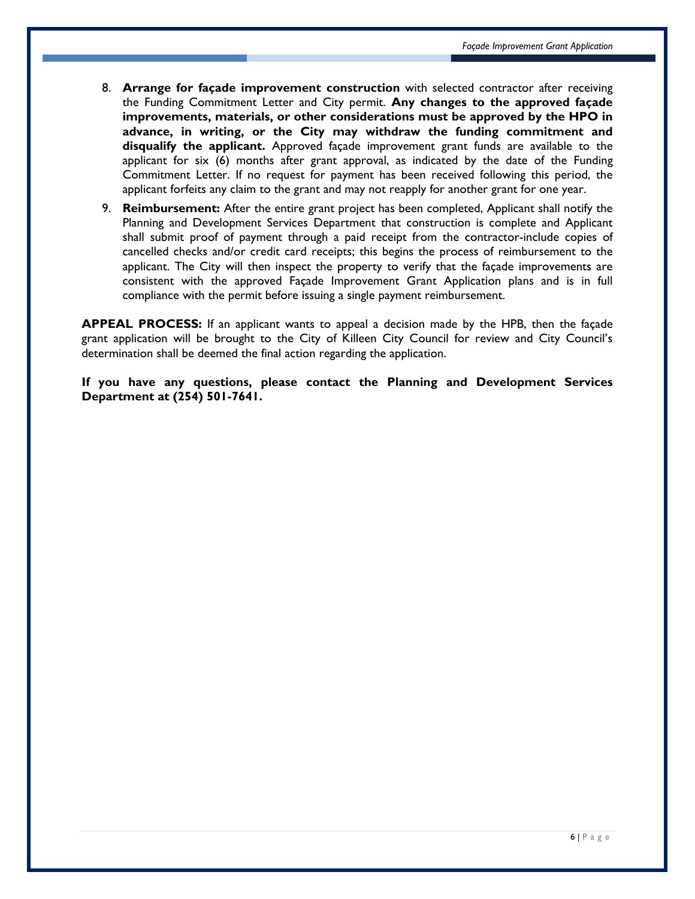8. **Arrange for façade improvement construction** with selected contractor after receiving the Funding Commitment Letter and City permit. **Any changes to the approved façade improvements, materials, or other considerations must be approved by the HPO in advance, in writing, or the City may withdraw the funding commitment and disqualify the applicant.** Approved façade improvement grant funds are available to the applicant for six (6) months after grant approval, as indicated by the date of the Funding Commitment Letter. If no request for payment has been received following this period, the applicant forfeits any claim to the grant and may not reapply for another grant for one year.

9. **Reimbursement:** After the entire grant project has been completed, Applicant shall notify the Planning and Development Services Department that construction is complete and Applicant shall submit proof of payment through a paid receipt from the contractor-include copies of cancelled checks and/or credit card receipts; this begins the process of reimbursement to the applicant. The City will then inspect the property to verify that the façade improvements are consistent with the approved Façade Improvement Grant Application plans and is in full compliance with the permit before issuing a single payment reimbursement.

**APPEAL PROCESS:** If an applicant wants to appeal a decision made by the HPB, then the façade grant application will be brought to the City of Killeen City Council for review and City Council's determination shall be deemed the final action regarding the application.

**If you have any questions, please contact the Planning and Development Services Department at (254) 501-7641.**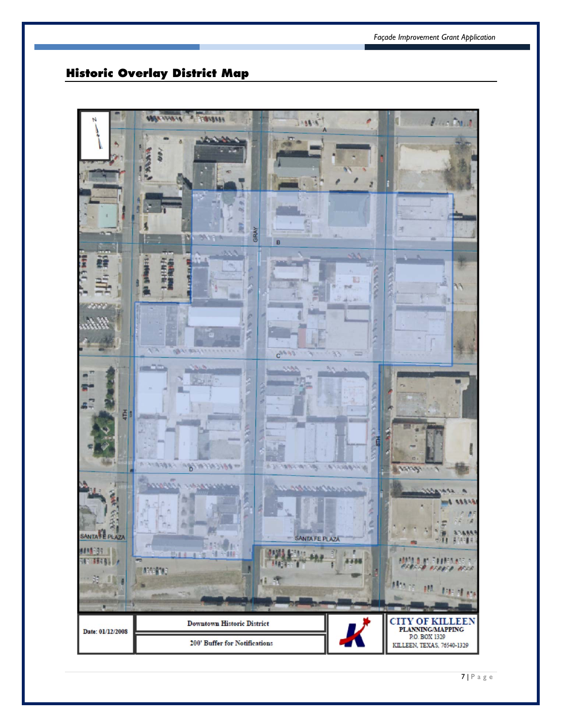## Historic Overlay District Map

| Date: 01/12/2008 | Downtown Historic District | | CITY OF KILLEEN PLANNING/MAPPING P.O. BOX 1329 KILLEEN, TEXAS, 76540-1329 |
| --- | --- | --- | --- |
| | 200' Buffer for Notifications | | |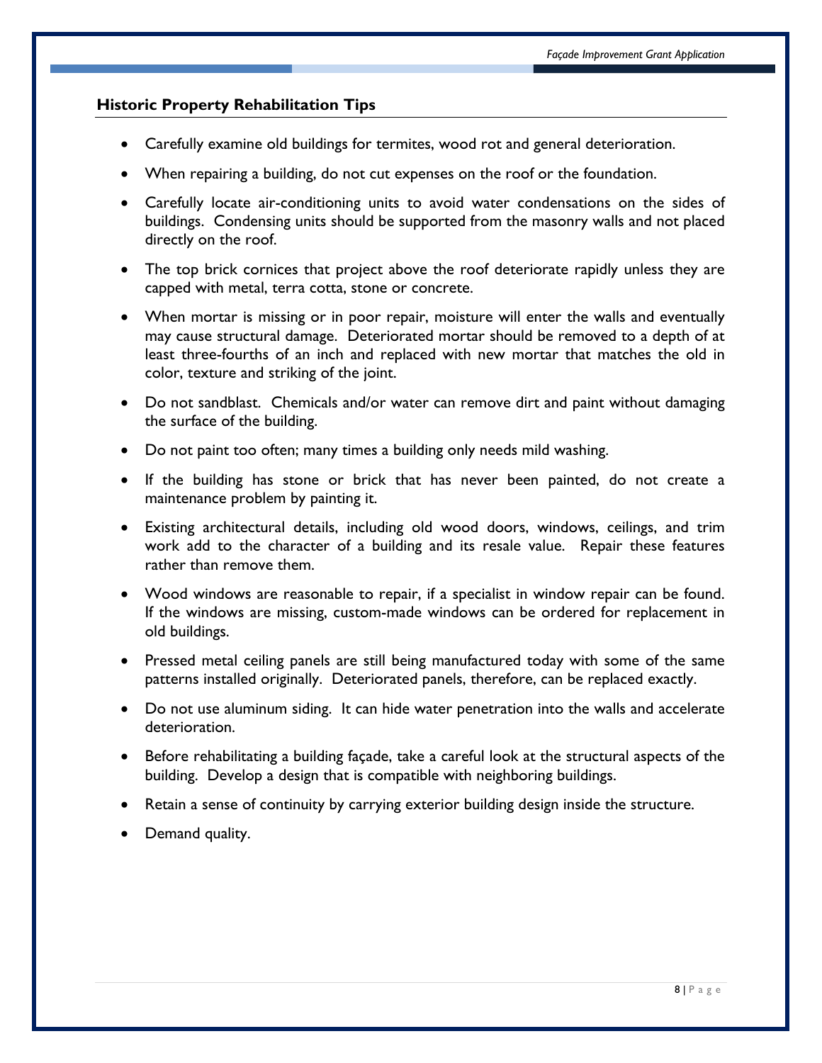## Historic Property Rehabilitation Tips

- Carefully examine old buildings for termites, wood rot and general deterioration.
- When repairing a building, do not cut expenses on the roof or the foundation.
- Carefully locate air-conditioning units to avoid water condensations on the sides of buildings. Condensing units should be supported from the masonry walls and not placed directly on the roof.
- The top brick cornices that project above the roof deteriorate rapidly unless they are capped with metal, terra cotta, stone or concrete.
- When mortar is missing or in poor repair, moisture will enter the walls and eventually may cause structural damage. Deteriorated mortar should be removed to a depth of at least three-fourths of an inch and replaced with new mortar that matches the old in color, texture and striking of the joint.
- Do not sandblast. Chemicals and/or water can remove dirt and paint without damaging the surface of the building.
- Do not paint too often; many times a building only needs mild washing.
- If the building has stone or brick that has never been painted, do not create a maintenance problem by painting it.
- Existing architectural details, including old wood doors, windows, ceilings, and trim work add to the character of a building and its resale value. Repair these features rather than remove them.
- Wood windows are reasonable to repair, if a specialist in window repair can be found. If the windows are missing, custom-made windows can be ordered for replacement in old buildings.
- Pressed metal ceiling panels are still being manufactured today with some of the same patterns installed originally. Deteriorated panels, therefore, can be replaced exactly.
- Do not use aluminum siding. It can hide water penetration into the walls and accelerate deterioration.
- Before rehabilitating a building façade, take a careful look at the structural aspects of the building. Develop a design that is compatible with neighboring buildings.
- Retain a sense of continuity by carrying exterior building design inside the structure.
- Demand quality.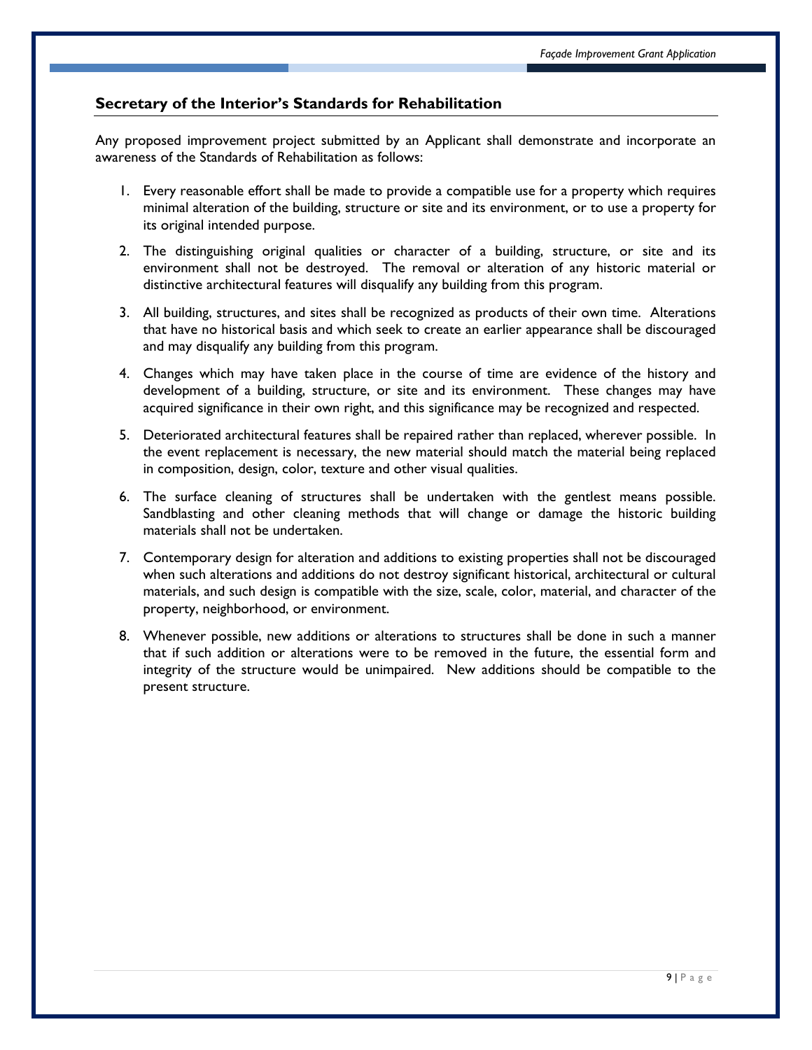## Secretary of the Interior's Standards for Rehabilitation

Any proposed improvement project submitted by an Applicant shall demonstrate and incorporate an awareness of the Standards of Rehabilitation as follows:

1. Every reasonable effort shall be made to provide a compatible use for a property which requires minimal alteration of the building, structure or site and its environment, or to use a property for its original intended purpose.
2. The distinguishing original qualities or character of a building, structure, or site and its environment shall not be destroyed. The removal or alteration of any historic material or distinctive architectural features will disqualify any building from this program.
3. All building, structures, and sites shall be recognized as products of their own time. Alterations that have no historical basis and which seek to create an earlier appearance shall be discouraged and may disqualify any building from this program.
4. Changes which may have taken place in the course of time are evidence of the history and development of a building, structure, or site and its environment. These changes may have acquired significance in their own right, and this significance may be recognized and respected.
5. Deteriorated architectural features shall be repaired rather than replaced, wherever possible. In the event replacement is necessary, the new material should match the material being replaced in composition, design, color, texture and other visual qualities.
6. The surface cleaning of structures shall be undertaken with the gentlest means possible. Sandblasting and other cleaning methods that will change or damage the historic building materials shall not be undertaken.
7. Contemporary design for alteration and additions to existing properties shall not be discouraged when such alterations and additions do not destroy significant historical, architectural or cultural materials, and such design is compatible with the size, scale, color, material, and character of the property, neighborhood, or environment.
8. Whenever possible, new additions or alterations to structures shall be done in such a manner that if such addition or alterations were to be removed in the future, the essential form and integrity of the structure would be unimpaired. New additions should be compatible to the present structure.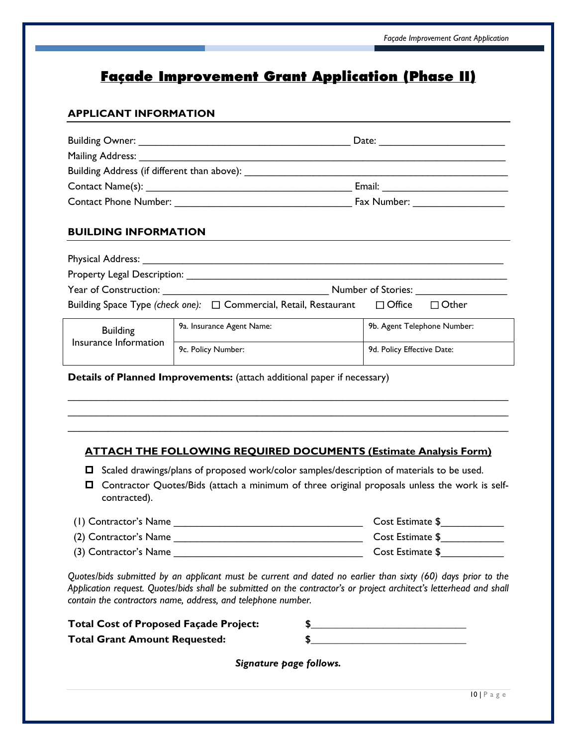# Façade Improvement Grant Application (Phase II)

## APPLICANT INFORMATION

Building Owner: ______________________________________ Date: ______________________

Mailing Address: ______________________________________________________________

Building Address (if different than above): _____________________________________________

Contact Name(s): ____________________________________ Email: ______________________

Contact Phone Number: ________________________________ Fax Number: ________________

## BUILDING INFORMATION

Physical Address: ______________________________________________________________

Property Legal Description: ______________________________________________________

Year of Construction: ____________________________ Number of Stories: ________________

Building Space Type *(check one):* ☐ Commercial, Retail, Restaurant ☐ Office ☐ Other

| Building Insurance Information | 9a. Insurance Agent Name: | 9b. Agent Telephone Number: |
|---|---|---|
| | 9c. Policy Number: | 9d. Policy Effective Date: |

**Details of Planned Improvements:** (attach additional paper if necessary)

______________________________________________________________________________

______________________________________________________________________________

______________________________________________________________________________

### ATTACH THE FOLLOWING REQUIRED DOCUMENTS (Estimate Analysis Form)

- ☐ Scaled drawings/plans of proposed work/color samples/description of materials to be used.
- ☐ Contractor Quotes/Bids (attach a minimum of three original proposals unless the work is self-contracted).

(1) Contractor's Name __________________________________ Cost Estimate $___________

(2) Contractor's Name __________________________________ Cost Estimate $___________

(3) Contractor's Name __________________________________ Cost Estimate $___________

*Quotes/bids submitted by an applicant must be current and dated no earlier than sixty (60) days prior to the Application request. Quotes/bids shall be submitted on the contractor's or project architect's letterhead and shall contain the contractors name, address, and telephone number.*

**Total Cost of Proposed Façade Project:** $____________________________

**Total Grant Amount Requested:** $____________________________

***Signature page follows.***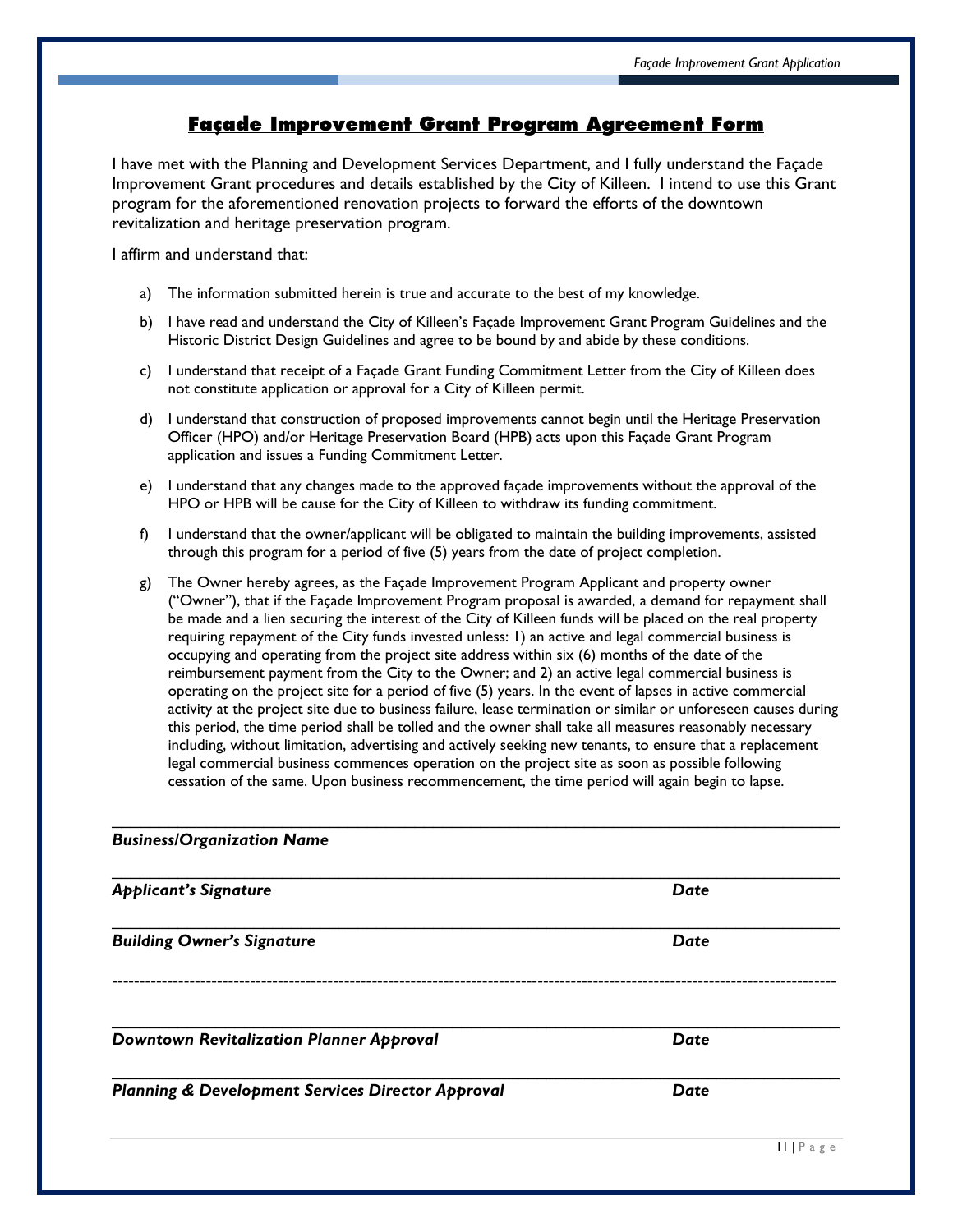# Façade Improvement Grant Program Agreement Form

I have met with the Planning and Development Services Department, and I fully understand the Façade Improvement Grant procedures and details established by the City of Killeen. I intend to use this Grant program for the aforementioned renovation projects to forward the efforts of the downtown revitalization and heritage preservation program.

I affirm and understand that:

a) The information submitted herein is true and accurate to the best of my knowledge.

b) I have read and understand the City of Killeen's Façade Improvement Grant Program Guidelines and the Historic District Design Guidelines and agree to be bound by and abide by these conditions.

c) I understand that receipt of a Façade Grant Funding Commitment Letter from the City of Killeen does not constitute application or approval for a City of Killeen permit.

d) I understand that construction of proposed improvements cannot begin until the Heritage Preservation Officer (HPO) and/or Heritage Preservation Board (HPB) acts upon this Façade Grant Program application and issues a Funding Commitment Letter.

e) I understand that any changes made to the approved façade improvements without the approval of the HPO or HPB will be cause for the City of Killeen to withdraw its funding commitment.

f) I understand that the owner/applicant will be obligated to maintain the building improvements, assisted through this program for a period of five (5) years from the date of project completion.

g) The Owner hereby agrees, as the Façade Improvement Program Applicant and property owner ("Owner"), that if the Façade Improvement Program proposal is awarded, a demand for repayment shall be made and a lien securing the interest of the City of Killeen funds will be placed on the real property requiring repayment of the City funds invested unless: 1) an active and legal commercial business is occupying and operating from the project site address within six (6) months of the date of the reimbursement payment from the City to the Owner; and 2) an active legal commercial business is operating on the project site for a period of five (5) years. In the event of lapses in active commercial activity at the project site due to business failure, lease termination or similar or unforeseen causes during this period, the time period shall be tolled and the owner shall take all measures reasonably necessary including, without limitation, advertising and actively seeking new tenants, to ensure that a replacement legal commercial business commences operation on the project site as soon as possible following cessation of the same. Upon business recommencement, the time period will again begin to lapse.

\_\_\_\_\_\_\_\_\_\_\_\_\_\_\_\_\_\_\_\_\_\_\_\_\_\_\_\_\_\_\_\_\_\_\_\_\_\_\_\_\_\_\_\_\_\_\_\_\_\_\_\_\_\_\_\_\_\_\_\_\_\_\_\_\_\_\_\_\_\_\_\_

***Business/Organization Name***

\_\_\_\_\_\_\_\_\_\_\_\_\_\_\_\_\_\_\_\_\_\_\_\_\_\_\_\_\_\_\_\_\_\_\_\_\_\_\_\_\_\_\_\_\_\_\_\_\_\_\_\_\_\_\_\_\_\_\_\_\_\_\_\_\_\_\_\_\_\_\_\_

***Applicant's Signature*** ***Date***

\_\_\_\_\_\_\_\_\_\_\_\_\_\_\_\_\_\_\_\_\_\_\_\_\_\_\_\_\_\_\_\_\_\_\_\_\_\_\_\_\_\_\_\_\_\_\_\_\_\_\_\_\_\_\_\_\_\_\_\_\_\_\_\_\_\_\_\_\_\_\_\_

***Building Owner's Signature*** ***Date***

--------------------------------------------------------------------------------------------------------------------------------

\_\_\_\_\_\_\_\_\_\_\_\_\_\_\_\_\_\_\_\_\_\_\_\_\_\_\_\_\_\_\_\_\_\_\_\_\_\_\_\_\_\_\_\_\_\_\_\_\_\_\_\_\_\_\_\_\_\_\_\_\_\_\_\_\_\_\_\_\_\_\_\_

***Downtown Revitalization Planner Approval*** ***Date***

\_\_\_\_\_\_\_\_\_\_\_\_\_\_\_\_\_\_\_\_\_\_\_\_\_\_\_\_\_\_\_\_\_\_\_\_\_\_\_\_\_\_\_\_\_\_\_\_\_\_\_\_\_\_\_\_\_\_\_\_\_\_\_\_\_\_\_\_\_\_\_\_

***Planning & Development Services Director Approval*** ***Date***